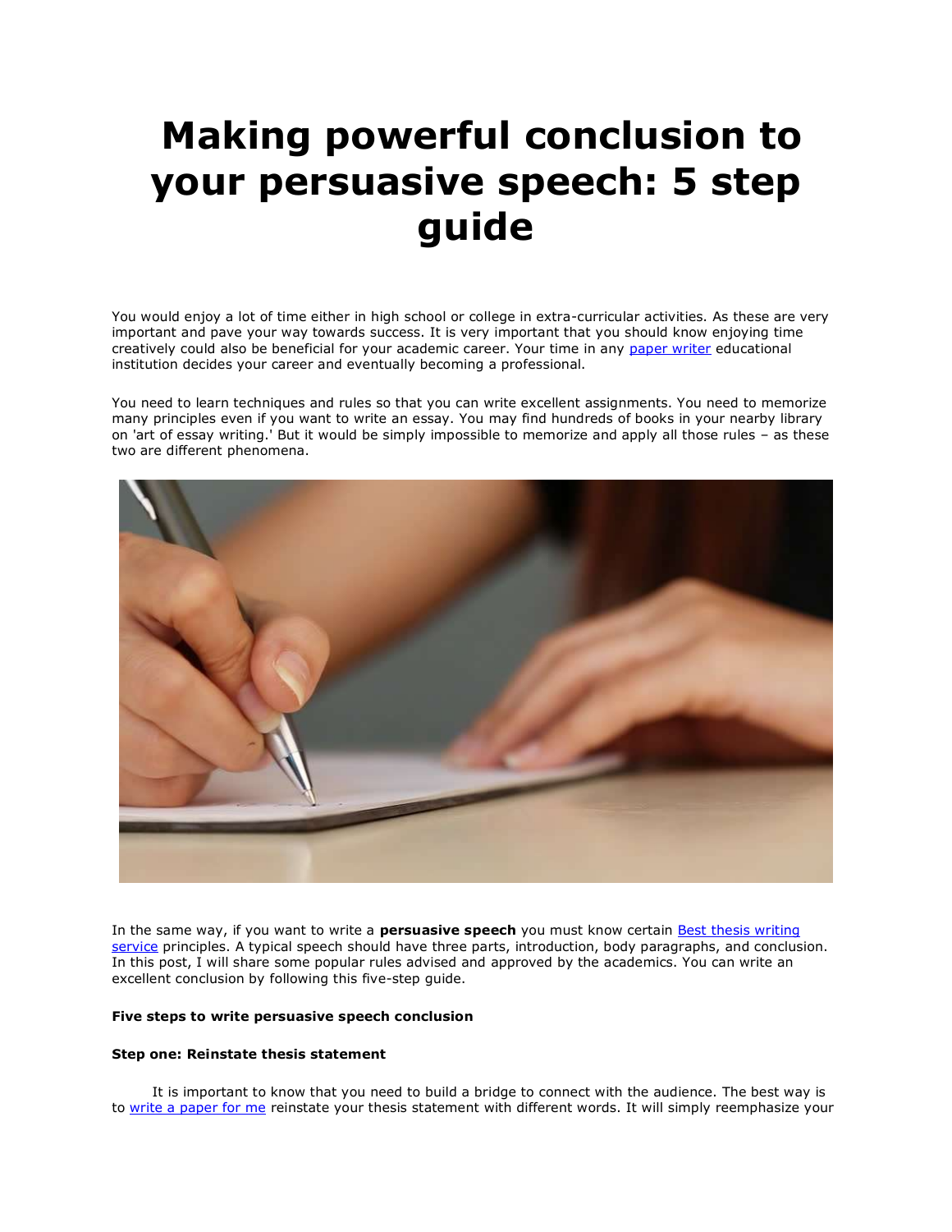# Making powerful conclusion to your persuasive speech: 5 step guide

You would enjoy a lot of time either in high school or college in extra-curricular activities. As these are very important and pave your way towards success. It is very important that you should know enjoying time creatively could also be beneficial for your academic career. Your time in any paper writer educational institution decides your career and eventually becoming a professional.

You need to learn techniques and rules so that you can write excellent assignments. You need to memorize many principles even if you want to write an essay. You may find hundreds of books in your nearby library on 'art of essay writing.' But it would be simply impossible to memorize and apply all those rules – as these two are different phenomena.

In the same way, if you want to write a **persuasive speech** you must know certain Best thesis writing service principles. A typical speech should have three parts, introduction, body paragraphs, and conclusion. In this post, I will share some popular rules advised and approved by the academics. You can write an excellent conclusion by following this five-step guide.

**Five steps to write persuasive speech conclusion**

**Step one: Reinstate thesis statement**

It is important to know that you need to build a bridge to connect with the audience. The best way is to write a paper for me reinstate your thesis statement with different words. It will simply reemphasize your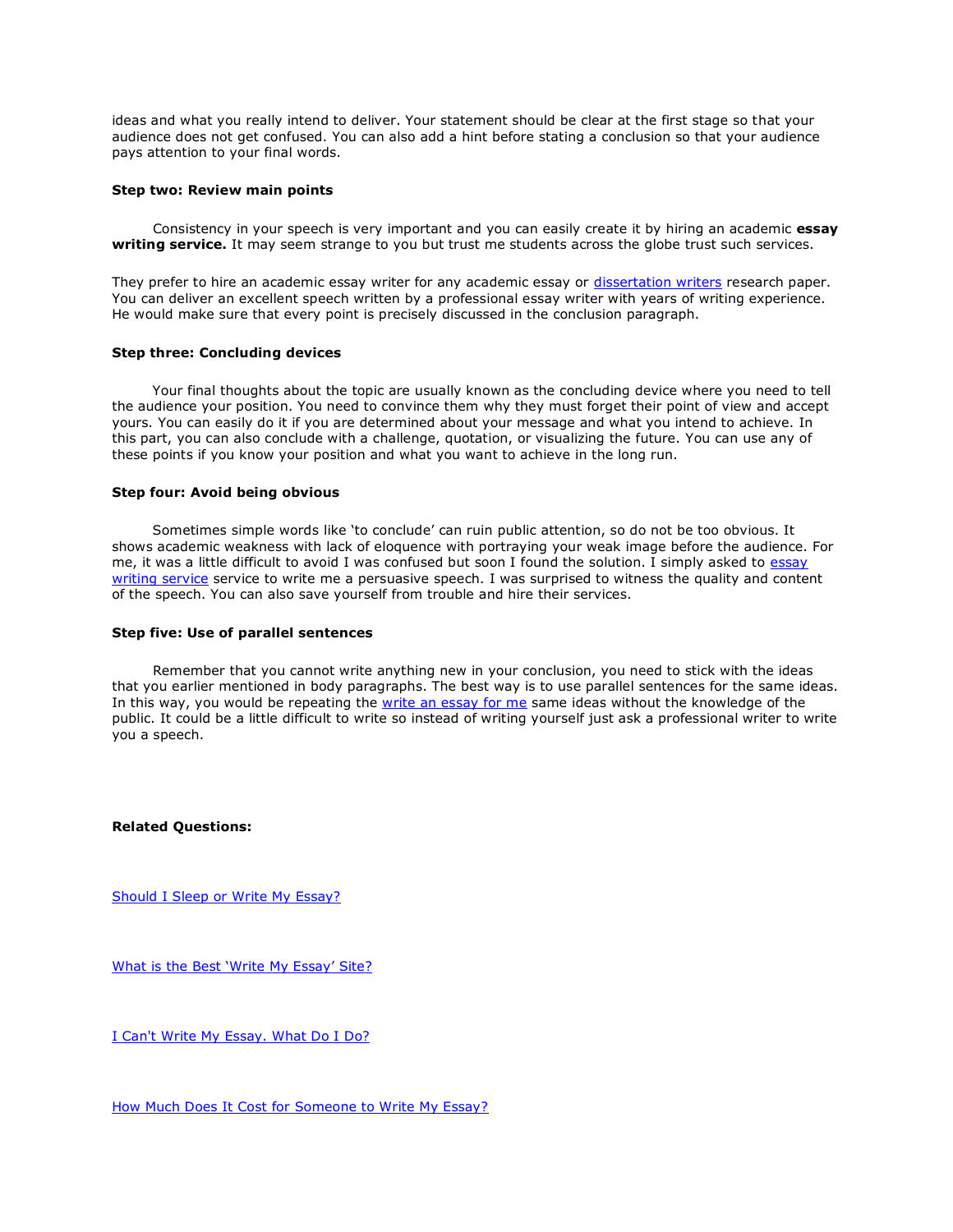ideas and what you really intend to deliver. Your statement should be clear at the first stage so that your audience does not get confused. You can also add a hint before stating a conclusion so that your audience pays attention to your final words.

**Step two: Review main points**

Consistency in your speech is very important and you can easily create it by hiring an academic **essay writing service.** It may seem strange to you but trust me students across the globe trust such services.

They prefer to hire an academic essay writer for any academic essay or [dissertation writers]() research paper. You can deliver an excellent speech written by a professional essay writer with years of writing experience. He would make sure that every point is precisely discussed in the conclusion paragraph.

**Step three: Concluding devices**

Your final thoughts about the topic are usually known as the concluding device where you need to tell the audience your position. You need to convince them why they must forget their point of view and accept yours. You can easily do it if you are determined about your message and what you intend to achieve. In this part, you can also conclude with a challenge, quotation, or visualizing the future. You can use any of these points if you know your position and what you want to achieve in the long run.

**Step four: Avoid being obvious**

Sometimes simple words like 'to conclude' can ruin public attention, so do not be too obvious. It shows academic weakness with lack of eloquence with portraying your weak image before the audience. For me, it was a little difficult to avoid I was confused but soon I found the solution. I simply asked to [essay writing service]() service to write me a persuasive speech. I was surprised to witness the quality and content of the speech. You can also save yourself from trouble and hire their services.

**Step five: Use of parallel sentences**

Remember that you cannot write anything new in your conclusion, you need to stick with the ideas that you earlier mentioned in body paragraphs. The best way is to use parallel sentences for the same ideas. In this way, you would be repeating the [write an essay for me]() same ideas without the knowledge of the public. It could be a little difficult to write so instead of writing yourself just ask a professional writer to write you a speech.

**Related Questions:**

[Should I Sleep or Write My Essay?]()

[What is the Best 'Write My Essay' Site?]()

[I Can't Write My Essay. What Do I Do?]()

[How Much Does It Cost for Someone to Write My Essay?]()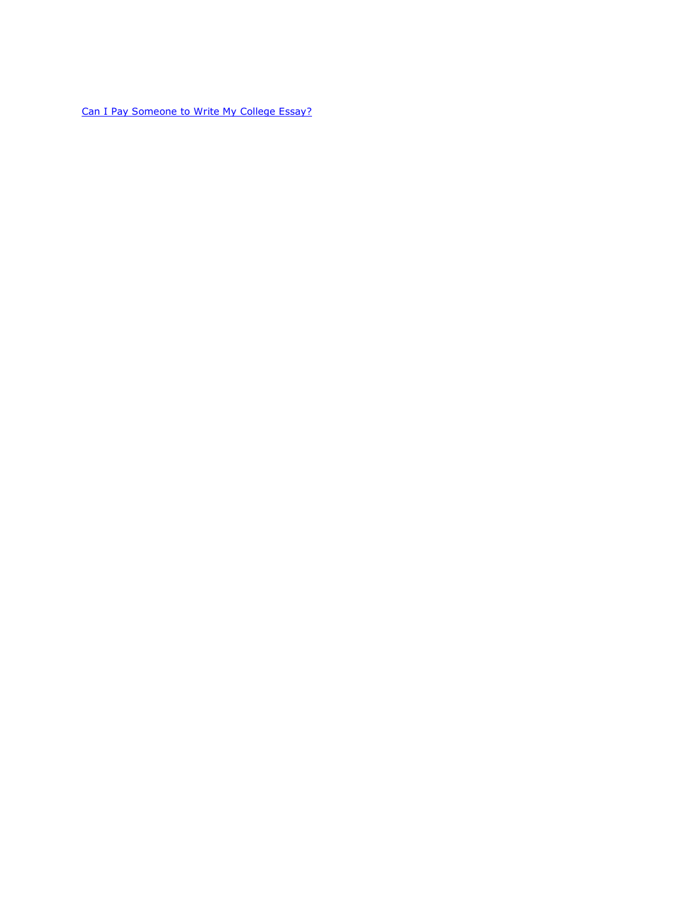[Can I Pay Someone to Write My College Essay?]()